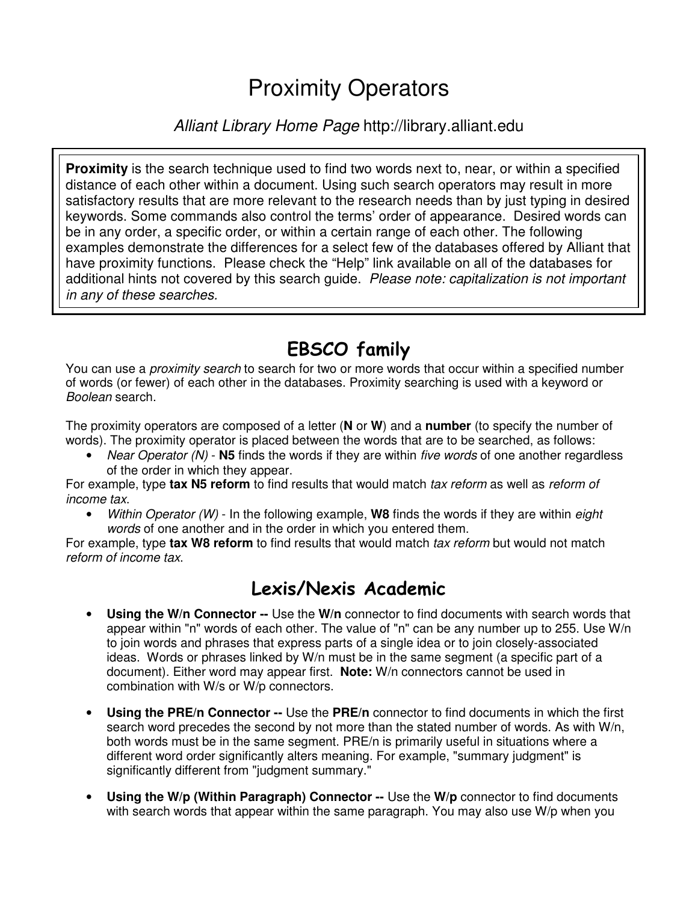# Proximity Operators

*Alliant Library Home Page* http://library.alliant.edu

**Proximity** is the search technique used to find two words next to, near, or within a specified distance of each other within a document. Using such search operators may result in more satisfactory results that are more relevant to the research needs than by just typing in desired keywords. Some commands also control the terms' order of appearance. Desired words can be in any order, a specific order, or within a certain range of each other. The following examples demonstrate the differences for a select few of the databases offered by Alliant that have proximity functions. Please check the "Help" link available on all of the databases for additional hints not covered by this search guide. *Please note: capitalization is not important in any of these searches.*

## EBSCO family

You can use a *proximity search* to search for two or more words that occur within a specified number of words (or fewer) of each other in the databases. Proximity searching is used with a keyword or *Boolean* search.

The proximity operators are composed of a letter (**N** or **W**) and a **number** (to specify the number of words). The proximity operator is placed between the words that are to be searched, as follows:

- *Near Operator (N)* - **N5** finds the words if they are within *five words* of one another regardless of the order in which they appear.

For example, type **tax N5 reform** to find results that would match *tax reform* as well as *reform of income tax*.

- *Within Operator (W)* - In the following example, **W8** finds the words if they are within *eight words* of one another and in the order in which you entered them.

For example, type **tax W8 reform** to find results that would match *tax reform* but would not match *reform of income tax*.

## Lexis/Nexis Academic

- **Using the W/n Connector --** Use the **W/n** connector to find documents with search words that appear within "n" words of each other. The value of "n" can be any number up to 255. Use W/n to join words and phrases that express parts of a single idea or to join closely-associated ideas. Words or phrases linked by W/n must be in the same segment (a specific part of a document). Either word may appear first. **Note:** W/n connectors cannot be used in combination with W/s or W/p connectors.

- **Using the PRE/n Connector --** Use the **PRE/n** connector to find documents in which the first search word precedes the second by not more than the stated number of words. As with W/n, both words must be in the same segment. PRE/n is primarily useful in situations where a different word order significantly alters meaning. For example, "summary judgment" is significantly different from "judgment summary."

- **Using the W/p (Within Paragraph) Connector --** Use the **W/p** connector to find documents with search words that appear within the same paragraph. You may also use W/p when you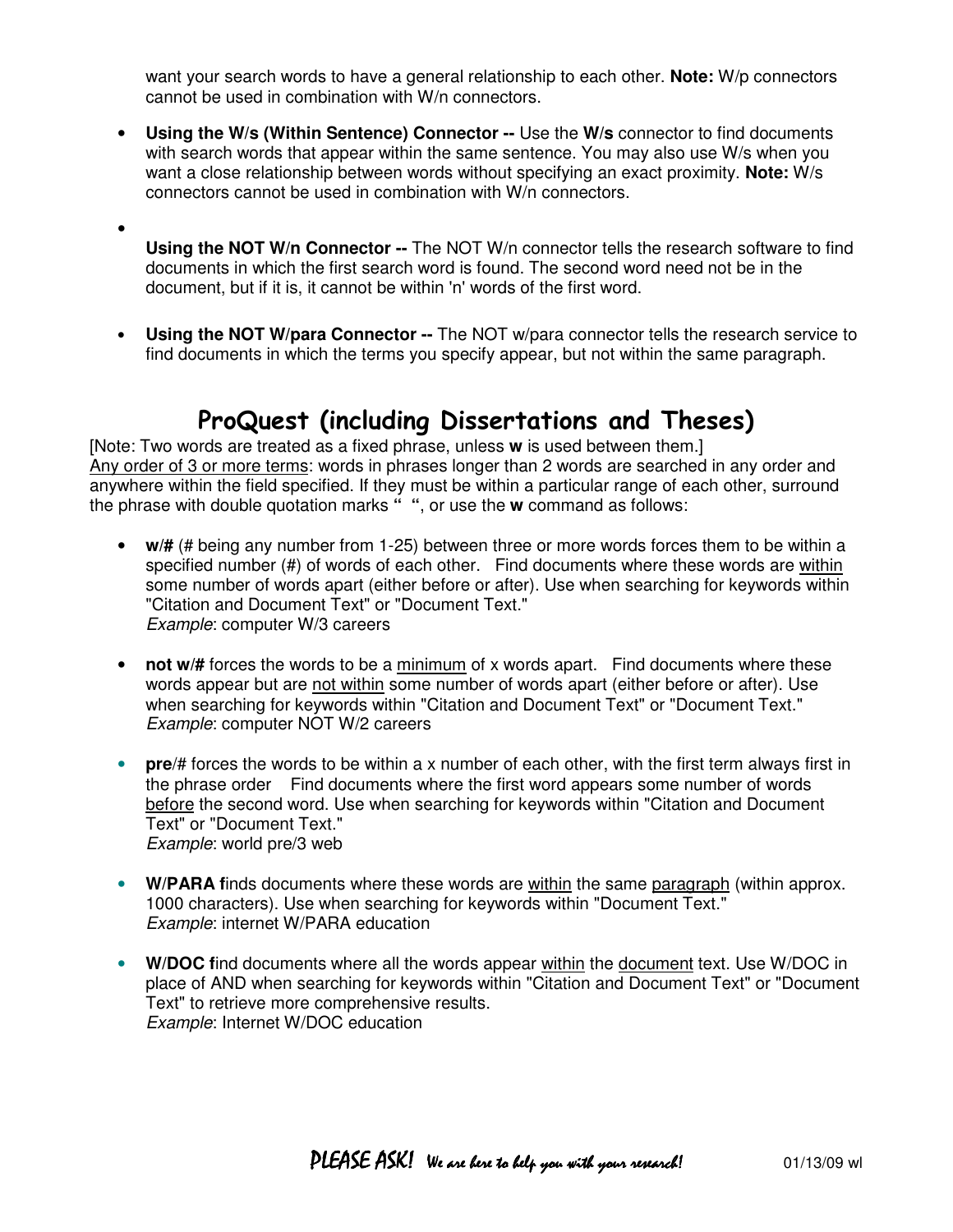want your search words to have a general relationship to each other. **Note:** W/p connectors cannot be used in combination with W/n connectors.

- **Using the W/s (Within Sentence) Connector --** Use the **W/s** connector to find documents with search words that appear within the same sentence. You may also use W/s when you want a close relationship between words without specifying an exact proximity. **Note:** W/s connectors cannot be used in combination with W/n connectors.

- **Using the NOT W/n Connector --** The NOT W/n connector tells the research software to find documents in which the first search word is found. The second word need not be in the document, but if it is, it cannot be within 'n' words of the first word.

- **Using the NOT W/para Connector --** The NOT w/para connector tells the research service to find documents in which the terms you specify appear, but not within the same paragraph.

## ProQuest (including Dissertations and Theses)

[Note: Two words are treated as a fixed phrase, unless **w** is used between them.]
Any order of 3 or more terms: words in phrases longer than 2 words are searched in any order and anywhere within the field specified. If they must be within a particular range of each other, surround the phrase with double quotation marks " ", or use the **w** command as follows:

- **w/#** (# being any number from 1-25) between three or more words forces them to be within a specified number (#) of words of each other. Find documents where these words are within some number of words apart (either before or after). Use when searching for keywords within "Citation and Document Text" or "Document Text."
  *Example*: computer W/3 careers

- **not w/#** forces the words to be a minimum of x words apart. Find documents where these words appear but are not within some number of words apart (either before or after). Use when searching for keywords within "Citation and Document Text" or "Document Text."
  *Example*: computer NOT W/2 careers

- **pre**/# forces the words to be within a x number of each other, with the first term always first in the phrase order Find documents where the first word appears some number of words before the second word. Use when searching for keywords within "Citation and Document Text" or "Document Text."
  *Example*: world pre/3 web

- **W/PARA f**inds documents where these words are within the same paragraph (within approx. 1000 characters). Use when searching for keywords within "Document Text."
  *Example*: internet W/PARA education

- **W/DOC f**ind documents where all the words appear within the document text. Use W/DOC in place of AND when searching for keywords within "Citation and Document Text" or "Document Text" to retrieve more comprehensive results.
  *Example*: Internet W/DOC education

PLEASE ASK! We are here to help you with your research! 01/13/09 wl